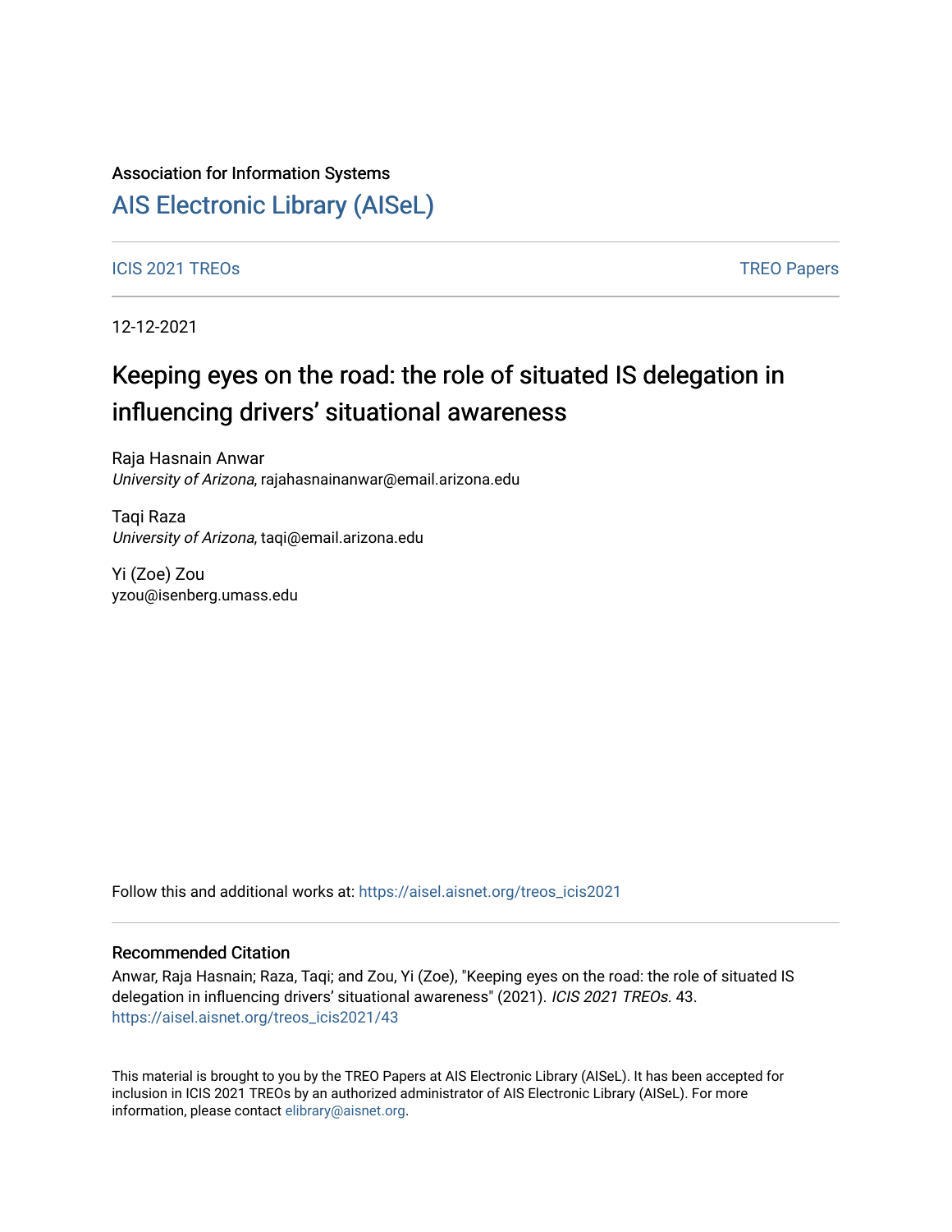Association for Information Systems

# AIS Electronic Library (AISeL)

ICIS 2021 TREOs

TREO Papers

12-12-2021

# Keeping eyes on the road: the role of situated IS delegation in influencing drivers' situational awareness

Raja Hasnain Anwar
*University of Arizona*, rajahasnainanwar@email.arizona.edu

Taqi Raza
*University of Arizona*, taqi@email.arizona.edu

Yi (Zoe) Zou
yzou@isenberg.umass.edu

Follow this and additional works at: https://aisel.aisnet.org/treos_icis2021

## Recommended Citation

Anwar, Raja Hasnain; Raza, Taqi; and Zou, Yi (Zoe), "Keeping eyes on the road: the role of situated IS delegation in influencing drivers' situational awareness" (2021). *ICIS 2021 TREOs*. 43.
https://aisel.aisnet.org/treos_icis2021/43

This material is brought to you by the TREO Papers at AIS Electronic Library (AISeL). It has been accepted for inclusion in ICIS 2021 TREOs by an authorized administrator of AIS Electronic Library (AISeL). For more information, please contact elibrary@aisnet.org.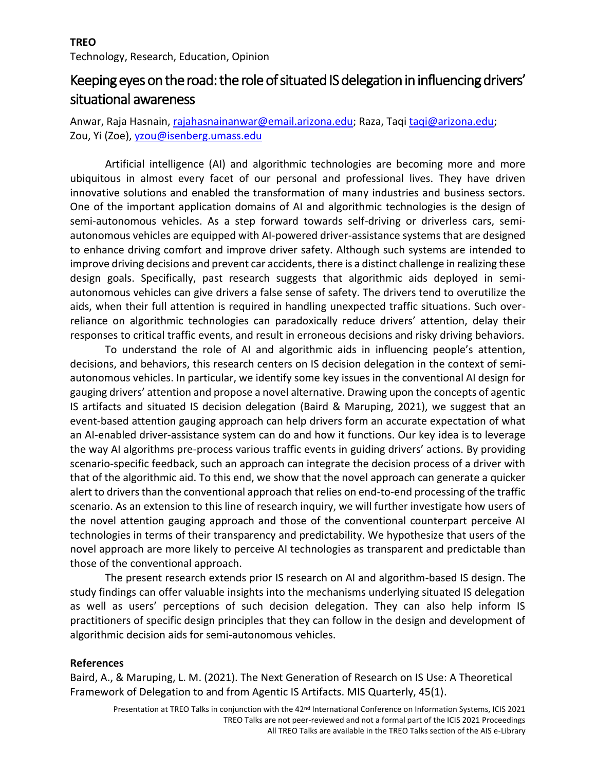**TREO**

Technology, Research, Education, Opinion

# Keeping eyes on the road: the role of situated IS delegation in influencing drivers' situational awareness

Anwar, Raja Hasnain, rajahasnainanwar@email.arizona.edu; Raza, Taqi taqi@arizona.edu; Zou, Yi (Zoe), yzou@isenberg.umass.edu

Artificial intelligence (AI) and algorithmic technologies are becoming more and more ubiquitous in almost every facet of our personal and professional lives. They have driven innovative solutions and enabled the transformation of many industries and business sectors. One of the important application domains of AI and algorithmic technologies is the design of semi-autonomous vehicles. As a step forward towards self-driving or driverless cars, semi-autonomous vehicles are equipped with AI-powered driver-assistance systems that are designed to enhance driving comfort and improve driver safety. Although such systems are intended to improve driving decisions and prevent car accidents, there is a distinct challenge in realizing these design goals. Specifically, past research suggests that algorithmic aids deployed in semi-autonomous vehicles can give drivers a false sense of safety. The drivers tend to overutilize the aids, when their full attention is required in handling unexpected traffic situations. Such over-reliance on algorithmic technologies can paradoxically reduce drivers' attention, delay their responses to critical traffic events, and result in erroneous decisions and risky driving behaviors.

To understand the role of AI and algorithmic aids in influencing people's attention, decisions, and behaviors, this research centers on IS decision delegation in the context of semi-autonomous vehicles. In particular, we identify some key issues in the conventional AI design for gauging drivers' attention and propose a novel alternative. Drawing upon the concepts of agentic IS artifacts and situated IS decision delegation (Baird & Maruping, 2021), we suggest that an event-based attention gauging approach can help drivers form an accurate expectation of what an AI-enabled driver-assistance system can do and how it functions. Our key idea is to leverage the way AI algorithms pre-process various traffic events in guiding drivers' actions. By providing scenario-specific feedback, such an approach can integrate the decision process of a driver with that of the algorithmic aid. To this end, we show that the novel approach can generate a quicker alert to drivers than the conventional approach that relies on end-to-end processing of the traffic scenario. As an extension to this line of research inquiry, we will further investigate how users of the novel attention gauging approach and those of the conventional counterpart perceive AI technologies in terms of their transparency and predictability. We hypothesize that users of the novel approach are more likely to perceive AI technologies as transparent and predictable than those of the conventional approach.

The present research extends prior IS research on AI and algorithm-based IS design. The study findings can offer valuable insights into the mechanisms underlying situated IS delegation as well as users' perceptions of such decision delegation. They can also help inform IS practitioners of specific design principles that they can follow in the design and development of algorithmic decision aids for semi-autonomous vehicles.

## References

Baird, A., & Maruping, L. M. (2021). The Next Generation of Research on IS Use: A Theoretical Framework of Delegation to and from Agentic IS Artifacts. MIS Quarterly, 45(1).

Presentation at TREO Talks in conjunction with the 42nd International Conference on Information Systems, ICIS 2021
TREO Talks are not peer-reviewed and not a formal part of the ICIS 2021 Proceedings
All TREO Talks are available in the TREO Talks section of the AIS e-Library